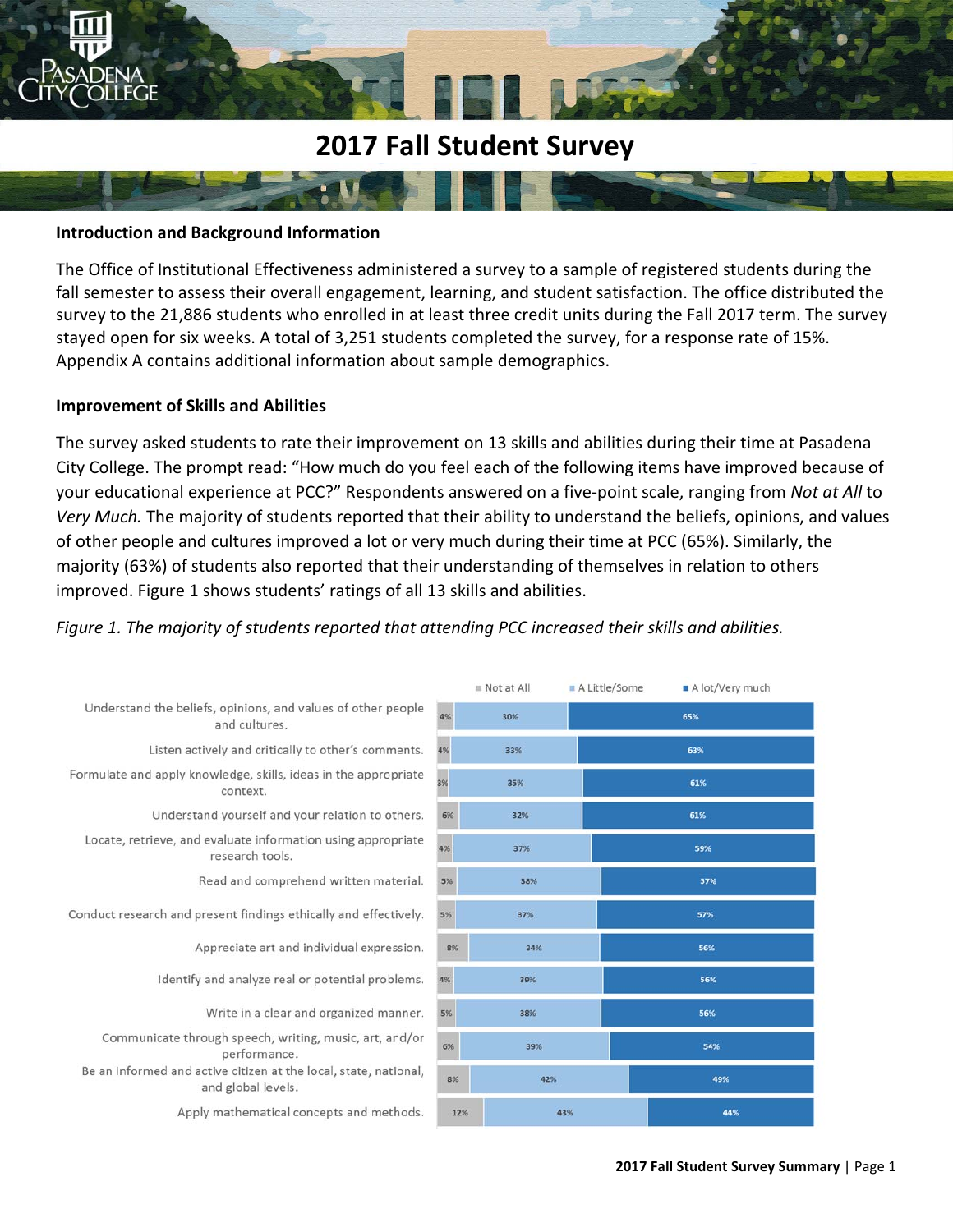# 2017 Fall Student Survey

### Introduction and Background Information

The Office of Institutional Effectiveness administered a survey to a sample of registered students during the fall semester to assess their overall engagement, learning, and student satisfaction. The office distributed the survey to the 21,886 students who enrolled in at least three credit units during the Fall 2017 term. The survey stayed open for six weeks. A total of 3,251 students completed the survey, for a response rate of 15%. Appendix A contains additional information about sample demographics.

### Improvement of Skills and Abilities

The survey asked students to rate their improvement on 13 skills and abilities during their time at Pasadena City College. The prompt read: "How much do you feel each of the following items have improved because of your educational experience at PCC?" Respondents answered on a five-point scale, ranging from *Not at All* to *Very Much.* The majority of students reported that their ability to understand the beliefs, opinions, and values of other people and cultures improved a lot or very much during their time at PCC (65%). Similarly, the majority (63%) of students also reported that their understanding of themselves in relation to others improved. Figure 1 shows students' ratings of all 13 skills and abilities.

*Figure 1. The majority of students reported that attending PCC increased their skills and abilities.*

| | Not at All | A Little/Some | A lot/Very much |
|---|---|---|---|
| Understand the beliefs, opinions, and values of other people and cultures. | 4% | 30% | 65% |
| Listen actively and critically to other's comments. | 4% | 33% | 63% |
| Formulate and apply knowledge, skills, ideas in the appropriate context. | 3% | 35% | 61% |
| Understand yourself and your relation to others. | 6% | 32% | 61% |
| Locate, retrieve, and evaluate information using appropriate research tools. | 4% | 37% | 59% |
| Read and comprehend written material. | 5% | 38% | 57% |
| Conduct research and present findings ethically and effectively. | 5% | 37% | 57% |
| Appreciate art and individual expression. | 8% | 34% | 56% |
| Identify and analyze real or potential problems. | 4% | 39% | 56% |
| Write in a clear and organized manner. | 5% | 38% | 56% |
| Communicate through speech, writing, music, art, and/or performance. | 6% | 39% | 54% |
| Be an informed and active citizen at the local, state, national, and global levels. | 8% | 42% | 49% |
| Apply mathematical concepts and methods. | 12% | 43% | 44% |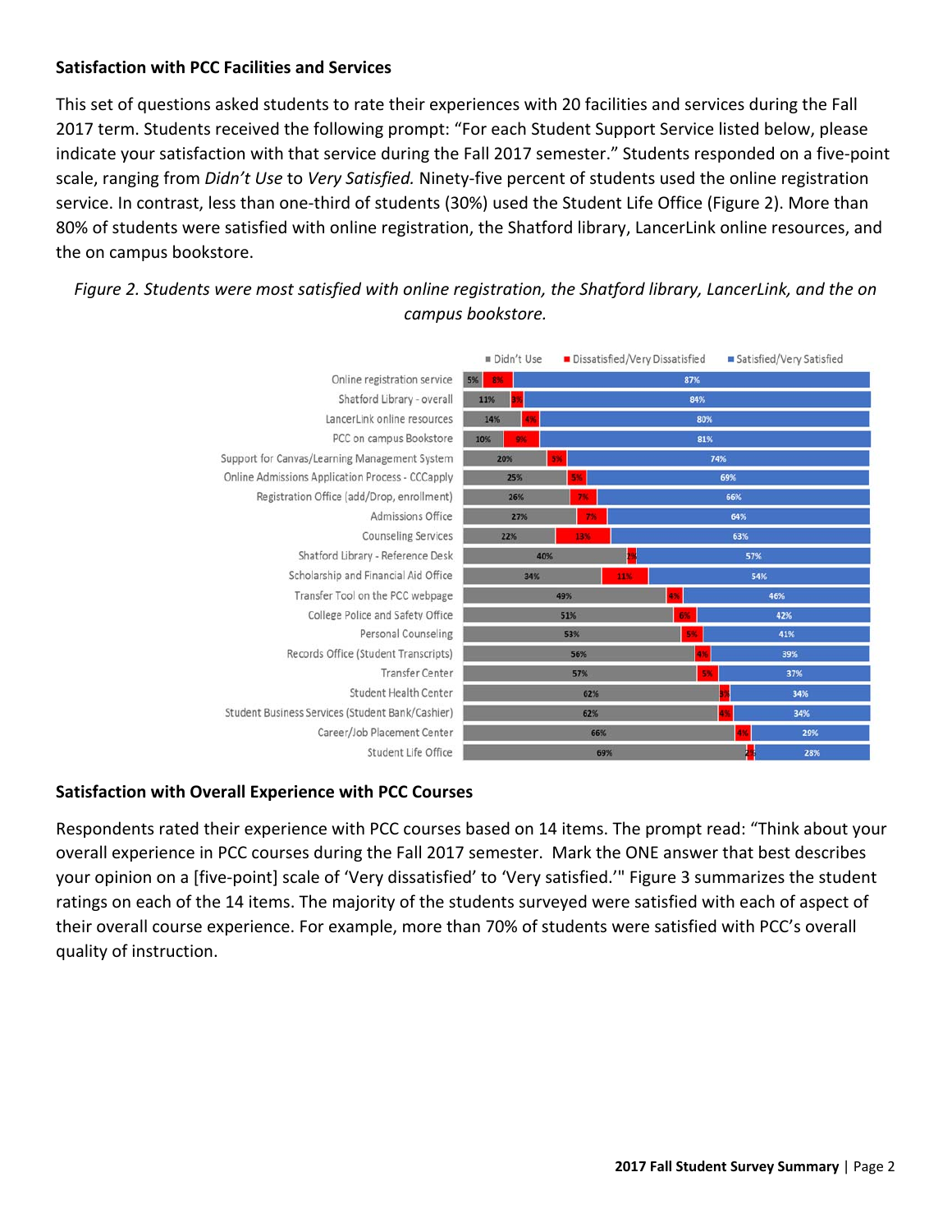### Satisfaction with PCC Facilities and Services

This set of questions asked students to rate their experiences with 20 facilities and services during the Fall 2017 term. Students received the following prompt: "For each Student Support Service listed below, please indicate your satisfaction with that service during the Fall 2017 semester." Students responded on a five-point scale, ranging from *Didn't Use* to *Very Satisfied.* Ninety-five percent of students used the online registration service. In contrast, less than one-third of students (30%) used the Student Life Office (Figure 2). More than 80% of students were satisfied with online registration, the Shatford library, LancerLink online resources, and the on campus bookstore.

*Figure 2. Students were most satisfied with online registration, the Shatford library, LancerLink, and the on campus bookstore.*

| Service | Didn't Use | Dissatisfied/Very Dissatisfied | Satisfied/Very Satisfied |
|---|---|---|---|
| Online registration service | 5% | 8% | 87% |
| Shatford Library - overall | 11% | 3% | 84% |
| LancerLink online resources | 14% | 4% | 80% |
| PCC on campus Bookstore | 10% | 9% | 81% |
| Support for Canvas/Learning Management System | 20% | 5% | 74% |
| Online Admissions Application Process - CCCapply | 25% | 5% | 69% |
| Registration Office (add/Drop, enrollment) | 26% | 7% | 66% |
| Admissions Office | 27% | 7% | 64% |
| Counseling Services | 22% | 13% | 63% |
| Shatford Library - Reference Desk | 40% | 2% | 57% |
| Scholarship and Financial Aid Office | 34% | 11% | 54% |
| Transfer Tool on the PCC webpage | 49% | 4% | 46% |
| College Police and Safety Office | 51% | 6% | 42% |
| Personal Counseling | 53% | 5% | 41% |
| Records Office (Student Transcripts) | 56% | 4% | 39% |
| Transfer Center | 57% | 5% | 37% |
| Student Health Center | 62% | 3% | 34% |
| Student Business Services (Student Bank/Cashier) | 62% | 4% | 34% |
| Career/Job Placement Center | 66% | 4% | 29% |
| Student Life Office | 69% | 2% | 28% |

### Satisfaction with Overall Experience with PCC Courses

Respondents rated their experience with PCC courses based on 14 items. The prompt read: "Think about your overall experience in PCC courses during the Fall 2017 semester. Mark the ONE answer that best describes your opinion on a [five-point] scale of 'Very dissatisfied' to 'Very satisfied.'" Figure 3 summarizes the student ratings on each of the 14 items. The majority of the students surveyed were satisfied with each of aspect of their overall course experience. For example, more than 70% of students were satisfied with PCC's overall quality of instruction.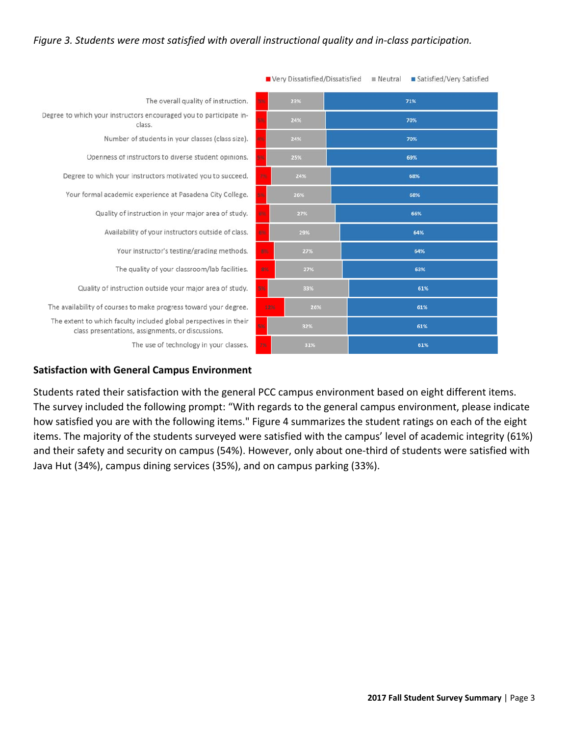*Figure 3. Students were most satisfied with overall instructional quality and in-class participation.*

| Item | Very Dissatisfied/Dissatisfied | Neutral | Satisfied/Very Satisfied |
|---|---|---|---|
| The overall quality of instruction. | 5% | 23% | 71% |
| Degree to which your instructors encouraged you to participate in-class. | 5% | 24% | 70% |
| Number of students in your classes (class size). | 4% | 24% | 70% |
| Openness of instructors to diverse student opinions. | 5% | 25% | 69% |
| Degree to which your instructors motivated you to succeed. | 7% | 24% | 68% |
| Your formal academic experience at Pasadena City College. | 5% | 26% | 68% |
| Quality of instruction in your major area of study. | 6% | 27% | 66% |
| Availability of your instructors outside of class. | 6% | 29% | 64% |
| Your instructor's testing/grading methods. | 8% | 27% | 64% |
| The quality of your classroom/lab facilities. | 8% | 27% | 63% |
| Quality of instruction outside your major area of study. | 5% | 33% | 61% |
| The availability of courses to make progress toward your degree. | 12% | 26% | 61% |
| The extent to which faculty included global perspectives in their class presentations, assignments, or discussions. | 5% | 32% | 61% |
| The use of technology in your classes. | 7% | 31% | 61% |

### Satisfaction with General Campus Environment

Students rated their satisfaction with the general PCC campus environment based on eight different items. The survey included the following prompt: "With regards to the general campus environment, please indicate how satisfied you are with the following items." Figure 4 summarizes the student ratings on each of the eight items. The majority of the students surveyed were satisfied with the campus' level of academic integrity (61%) and their safety and security on campus (54%). However, only about one-third of students were satisfied with Java Hut (34%), campus dining services (35%), and on campus parking (33%).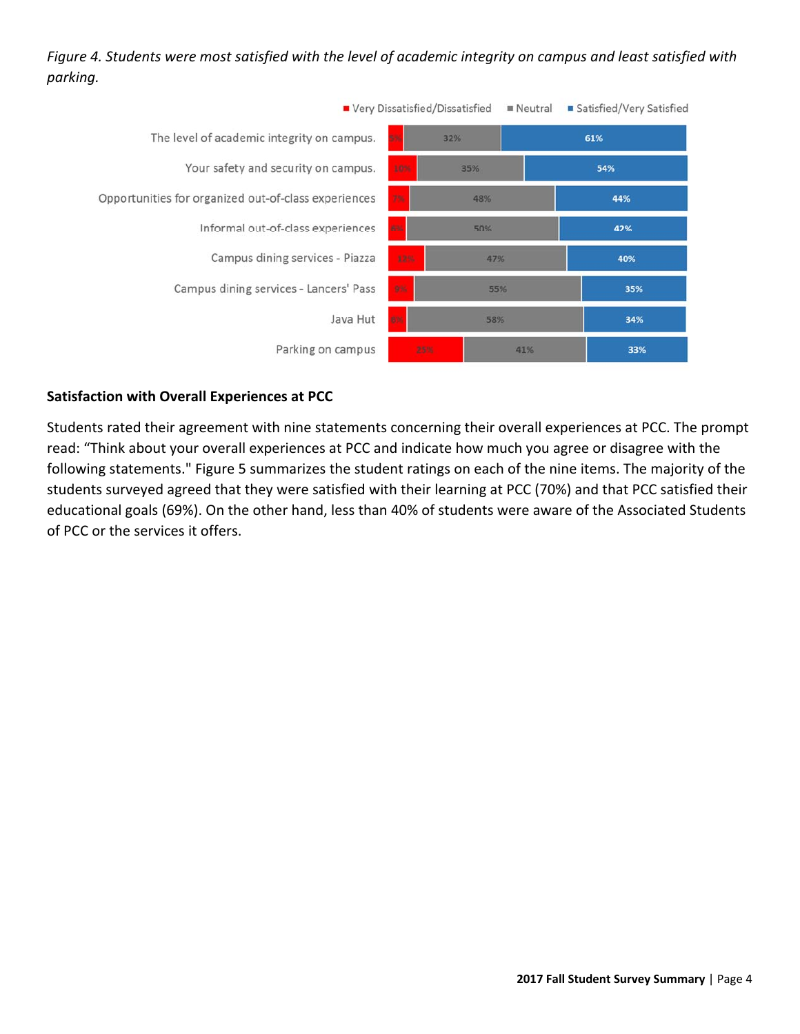*Figure 4. Students were most satisfied with the level of academic integrity on campus and least satisfied with parking.*

| Item | Very Dissatisfied/Dissatisfied | Neutral | Satisfied/Very Satisfied |
|---|---|---|---|
| The level of academic integrity on campus. | 5% | 32% | 61% |
| Your safety and security on campus. | 10% | 35% | 54% |
| Opportunities for organized out-of-class experiences | 7% | 48% | 44% |
| Informal out-of-class experiences | 6% | 50% | 42% |
| Campus dining services - Piazza | 12% | 47% | 40% |
| Campus dining services - Lancers' Pass | 9% | 55% | 35% |
| Java Hut | 6% | 58% | 34% |
| Parking on campus | 25% | 41% | 33% |

### Satisfaction with Overall Experiences at PCC

Students rated their agreement with nine statements concerning their overall experiences at PCC. The prompt read: "Think about your overall experiences at PCC and indicate how much you agree or disagree with the following statements." Figure 5 summarizes the student ratings on each of the nine items. The majority of the students surveyed agreed that they were satisfied with their learning at PCC (70%) and that PCC satisfied their educational goals (69%). On the other hand, less than 40% of students were aware of the Associated Students of PCC or the services it offers.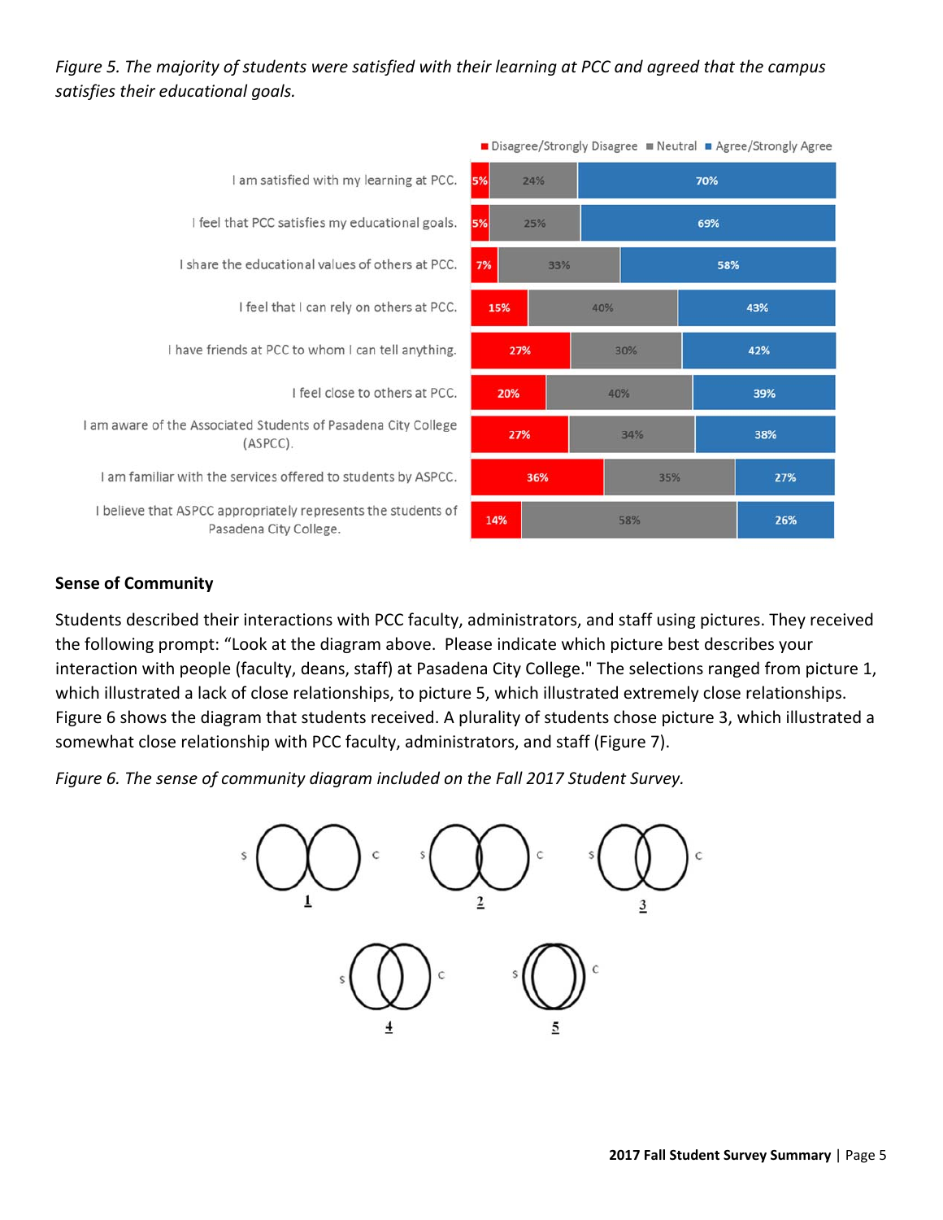*Figure 5. The majority of students were satisfied with their learning at PCC and agreed that the campus satisfies their educational goals.*

| | Disagree/Strongly Disagree | Neutral | Agree/Strongly Agree |
|---|---|---|---|
| I am satisfied with my learning at PCC. | 5% | 24% | 70% |
| I feel that PCC satisfies my educational goals. | 5% | 25% | 69% |
| I share the educational values of others at PCC. | 7% | 33% | 58% |
| I feel that I can rely on others at PCC. | 15% | 40% | 43% |
| I have friends at PCC to whom I can tell anything. | 27% | 30% | 42% |
| I feel close to others at PCC. | 20% | 40% | 39% |
| I am aware of the Associated Students of Pasadena City College (ASPCC). | 27% | 34% | 38% |
| I am familiar with the services offered to students by ASPCC. | 36% | 35% | 27% |
| I believe that ASPCC appropriately represents the students of Pasadena City College. | 14% | 58% | 26% |

## Sense of Community

Students described their interactions with PCC faculty, administrators, and staff using pictures. They received the following prompt: "Look at the diagram above. Please indicate which picture best describes your interaction with people (faculty, deans, staff) at Pasadena City College." The selections ranged from picture 1, which illustrated a lack of close relationships, to picture 5, which illustrated extremely close relationships. Figure 6 shows the diagram that students received. A plurality of students chose picture 3, which illustrated a somewhat close relationship with PCC faculty, administrators, and staff (Figure 7).

*Figure 6. The sense of community diagram included on the Fall 2017 Student Survey.*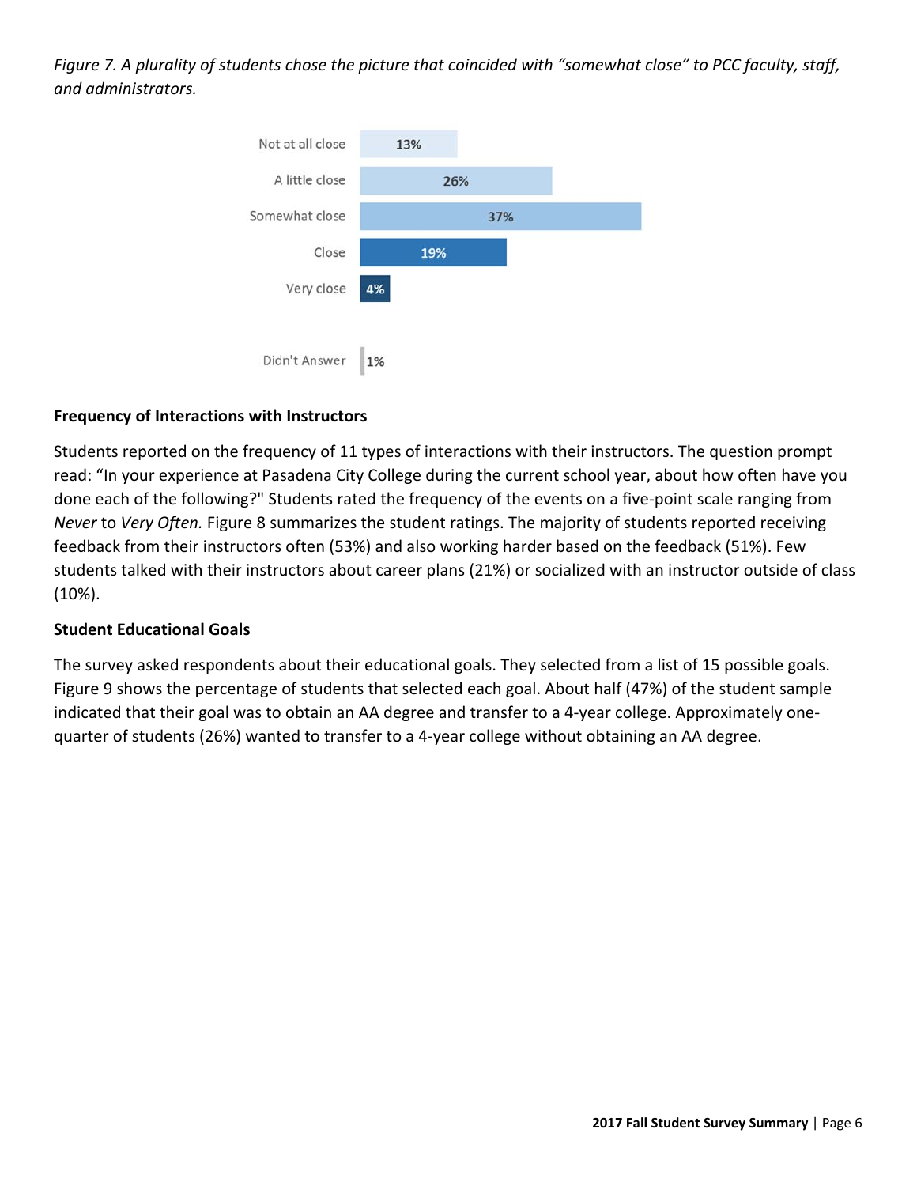*Figure 7. A plurality of students chose the picture that coincided with "somewhat close" to PCC faculty, staff, and administrators.*

| Response | Percent |
|---|---|
| Not at all close | 13% |
| A little close | 26% |
| Somewhat close | 37% |
| Close | 19% |
| Very close | 4% |
| Didn't Answer | 1% |

**Frequency of Interactions with Instructors**

Students reported on the frequency of 11 types of interactions with their instructors. The question prompt read: "In your experience at Pasadena City College during the current school year, about how often have you done each of the following?" Students rated the frequency of the events on a five-point scale ranging from *Never* to *Very Often.* Figure 8 summarizes the student ratings. The majority of students reported receiving feedback from their instructors often (53%) and also working harder based on the feedback (51%). Few students talked with their instructors about career plans (21%) or socialized with an instructor outside of class (10%).

**Student Educational Goals**

The survey asked respondents about their educational goals. They selected from a list of 15 possible goals. Figure 9 shows the percentage of students that selected each goal. About half (47%) of the student sample indicated that their goal was to obtain an AA degree and transfer to a 4-year college. Approximately one-quarter of students (26%) wanted to transfer to a 4-year college without obtaining an AA degree.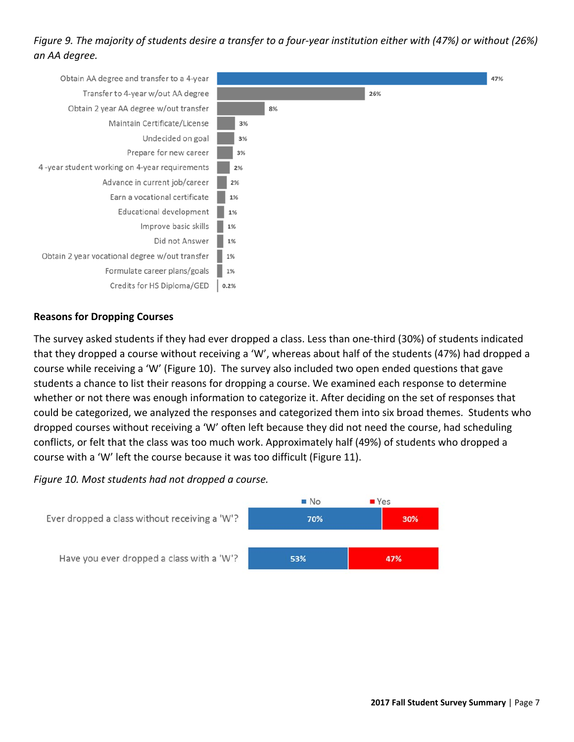*Figure 9. The majority of students desire a transfer to a four-year institution either with (47%) or without (26%) an AA degree.*

| Goal | Percent |
|---|---|
| Obtain AA degree and transfer to a 4-year | 47% |
| Transfer to 4-year w/out AA degree | 26% |
| Obtain 2 year AA degree w/out transfer | 8% |
| Maintain Certificate/License | 3% |
| Undecided on goal | 3% |
| Prepare for new career | 3% |
| 4-year student working on 4-year requirements | 2% |
| Advance in current job/career | 2% |
| Earn a vocational certificate | 1% |
| Educational development | 1% |
| Improve basic skills | 1% |
| Did not Answer | 1% |
| Obtain 2 year vocational degree w/out transfer | 1% |
| Formulate career plans/goals | 1% |
| Credits for HS Diploma/GED | 0.2% |

### Reasons for Dropping Courses

The survey asked students if they had ever dropped a class. Less than one-third (30%) of students indicated that they dropped a course without receiving a 'W', whereas about half of the students (47%) had dropped a course while receiving a 'W' (Figure 10). The survey also included two open ended questions that gave students a chance to list their reasons for dropping a course. We examined each response to determine whether or not there was enough information to categorize it. After deciding on the set of responses that could be categorized, we analyzed the responses and categorized them into six broad themes. Students who dropped courses without receiving a 'W' often left because they did not need the course, had scheduling conflicts, or felt that the class was too much work. Approximately half (49%) of students who dropped a course with a 'W' left the course because it was too difficult (Figure 11).

*Figure 10. Most students had not dropped a course.*

| Question | No | Yes |
|---|---|---|
| Ever dropped a class without receiving a 'W'? | 70% | 30% |
| Have you ever dropped a class with a 'W'? | 53% | 47% |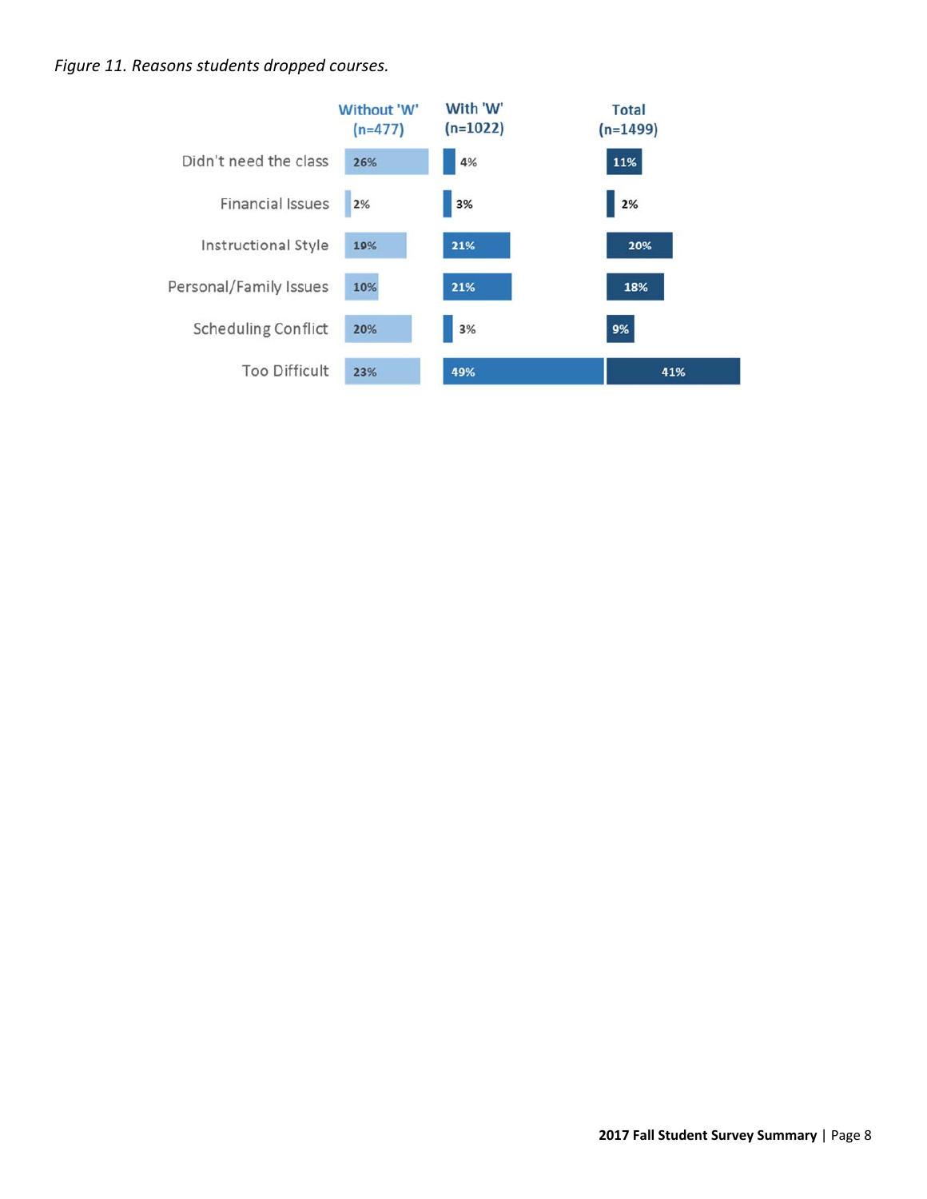*Figure 11. Reasons students dropped courses.*

| | Without 'W' (n=477) | With 'W' (n=1022) | Total (n=1499) |
|---|---|---|---|
| Didn't need the class | 26% | 4% | 11% |
| Financial Issues | 2% | 3% | 2% |
| Instructional Style | 19% | 21% | 20% |
| Personal/Family Issues | 10% | 21% | 18% |
| Scheduling Conflict | 20% | 3% | 9% |
| Too Difficult | 23% | 49% | 41% |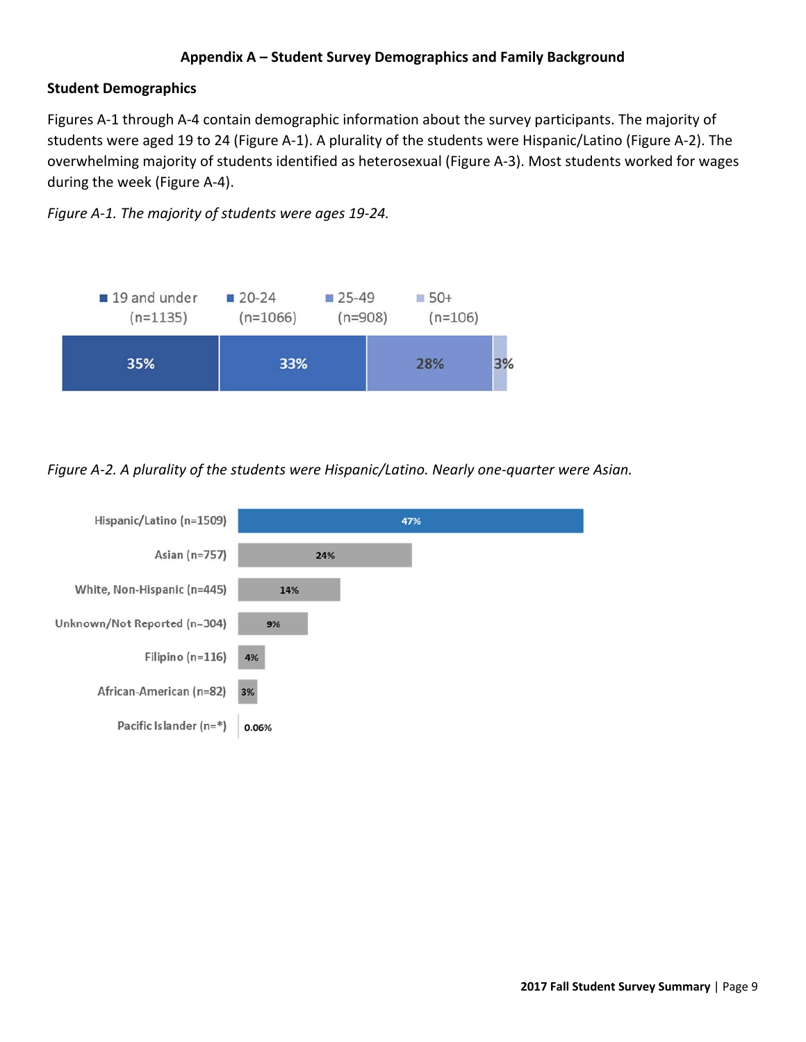## Appendix A – Student Survey Demographics and Family Background

### Student Demographics

Figures A-1 through A-4 contain demographic information about the survey participants. The majority of students were aged 19 to 24 (Figure A-1). A plurality of the students were Hispanic/Latino (Figure A-2). The overwhelming majority of students identified as heterosexual (Figure A-3). Most students worked for wages during the week (Figure A-4).

*Figure A-1. The majority of students were ages 19-24.*

| 19 and under (n=1135) | 20-24 (n=1066) | 25-49 (n=908) | 50+ (n=106) |
|---|---|---|---|
| 35% | 33% | 28% | 3% |

*Figure A-2. A plurality of the students were Hispanic/Latino. Nearly one-quarter were Asian.*

| Group | Percent |
|---|---|
| Hispanic/Latino (n=1509) | 47% |
| Asian (n=757) | 24% |
| White, Non-Hispanic (n=445) | 14% |
| Unknown/Not Reported (n=304) | 9% |
| Filipino (n=116) | 4% |
| African-American (n=82) | 3% |
| Pacific Islander (n=*) | 0.06% |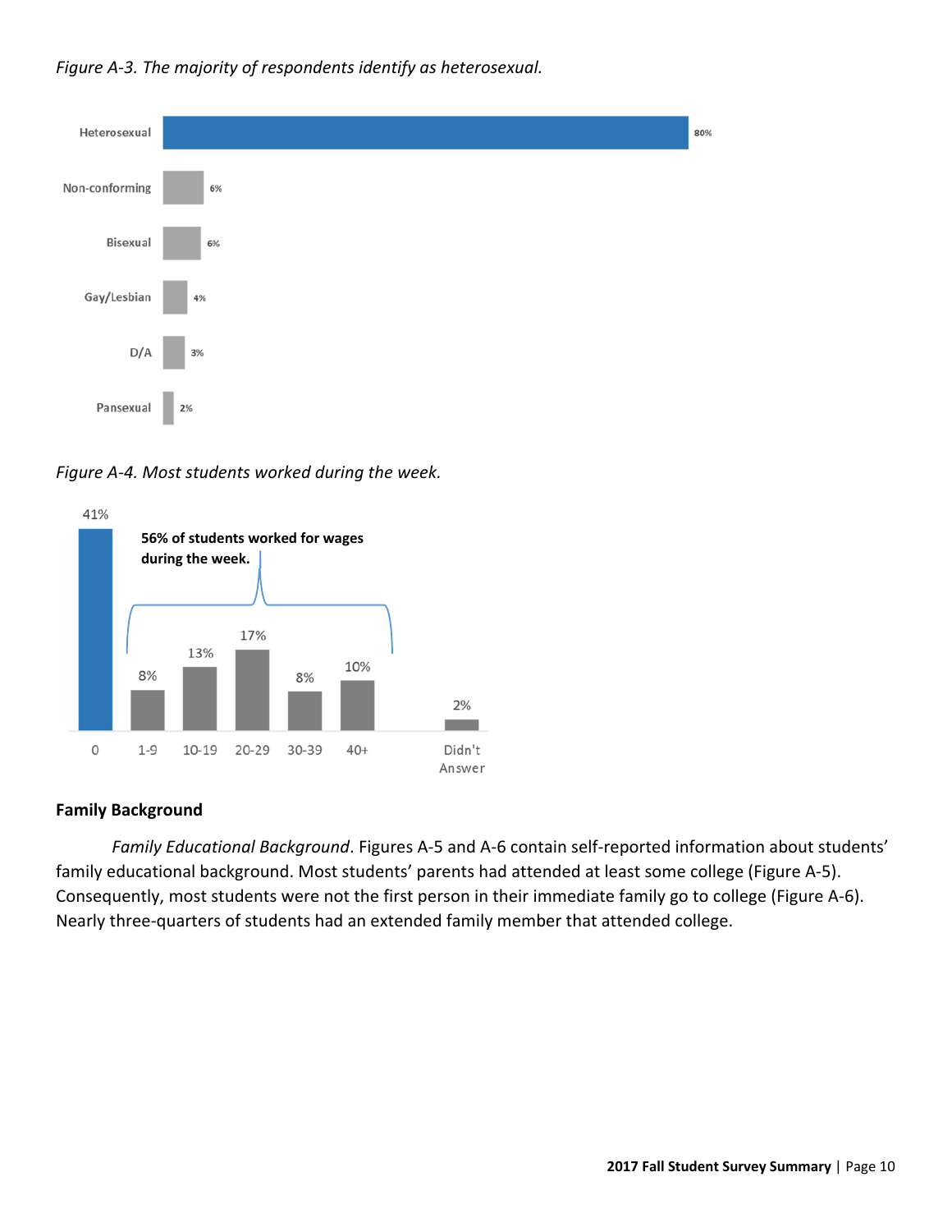*Figure A-3. The majority of respondents identify as heterosexual.*

| Orientation | Percent |
| --- | --- |
| Heterosexual | 80% |
| Non-conforming | 6% |
| Bisexual | 6% |
| Gay/Lesbian | 4% |
| D/A | 3% |
| Pansexual | 2% |

*Figure A-4. Most students worked during the week.*

**56% of students worked for wages during the week.**

| Hours | Percent |
| --- | --- |
| 0 | 41% |
| 1-9 | 8% |
| 10-19 | 13% |
| 20-29 | 17% |
| 30-39 | 8% |
| 40+ | 10% |
| Didn't Answer | 2% |

### Family Background

*Family Educational Background*. Figures A-5 and A-6 contain self-reported information about students' family educational background. Most students' parents had attended at least some college (Figure A-5). Consequently, most students were not the first person in their immediate family go to college (Figure A-6). Nearly three-quarters of students had an extended family member that attended college.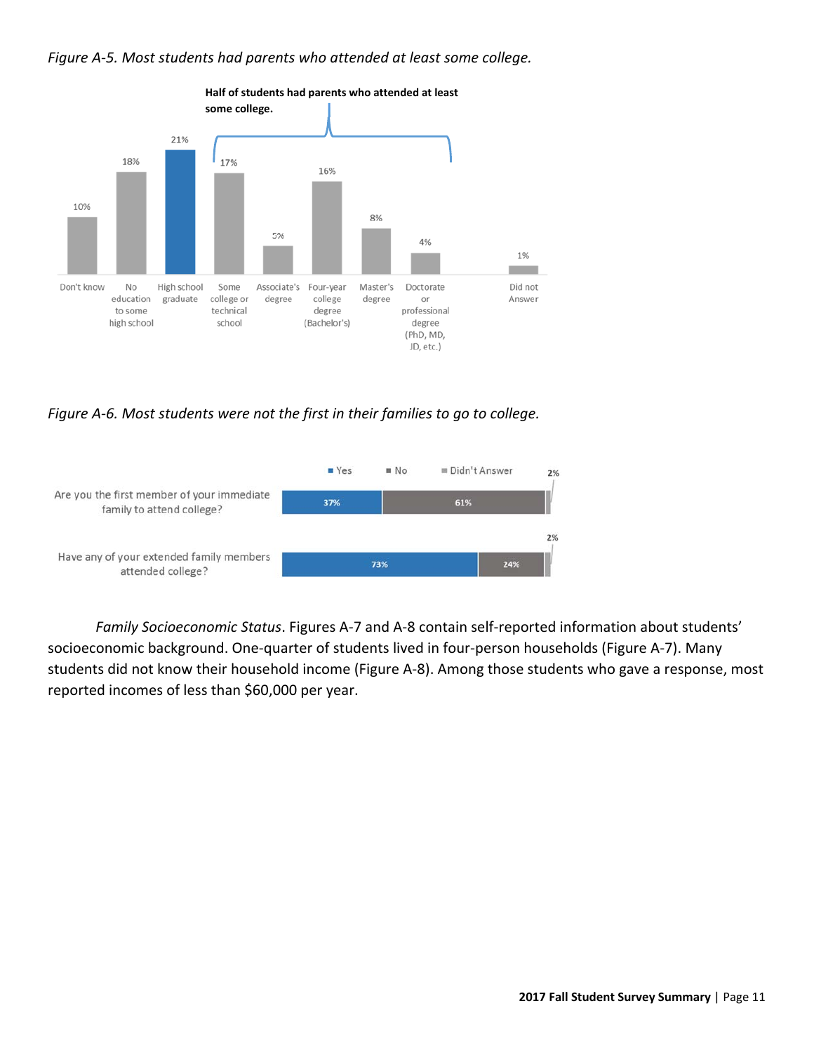*Figure A-5. Most students had parents who attended at least some college.*

**Half of students had parents who attended at least some college.**

| Don't know | No education to some high school | High school graduate | Some college or technical school | Associate's degree | Four-year college degree (Bachelor's) | Master's degree | Doctorate or professional degree (PhD, MD, JD, etc.) | Did not Answer |
|---|---|---|---|---|---|---|---|---|
| 10% | 18% | 21% | 17% | 5% | 16% | 8% | 4% | 1% |

*Figure A-6. Most students were not the first in their families to go to college.*

| | Yes | No | Didn't Answer |
|---|---|---|---|
| Are you the first member of your immediate family to attend college? | 37% | 61% | 2% |
| Have any of your extended family members attended college? | 73% | 24% | 2% |

*Family Socioeconomic Status*. Figures A-7 and A-8 contain self-reported information about students' socioeconomic background. One-quarter of students lived in four-person households (Figure A-7). Many students did not know their household income (Figure A-8). Among those students who gave a response, most reported incomes of less than $60,000 per year.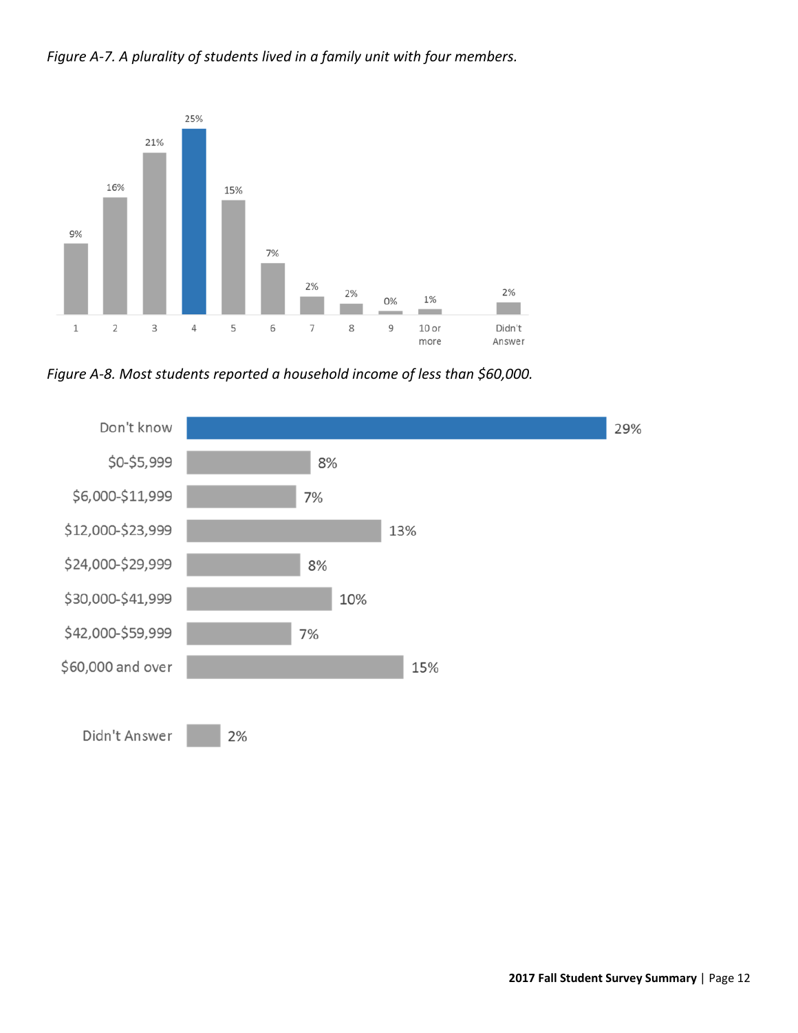*Figure A-7. A plurality of students lived in a family unit with four members.*

25%
21%
16%
9%
15%
7%
2%
2%
0%
1%
2%

1
2
3
4
5
6
7
8
9
10 or more
Didn't Answer

*Figure A-8. Most students reported a household income of less than $60,000.*

Don't know 29%
$0-$5,999 8%
$6,000-$11,999 7%
$12,000-$23,999 13%
$24,000-$29,999 8%
$30,000-$41,999 10%
$42,000-$59,999 7%
$60,000 and over 15%

Didn't Answer 2%